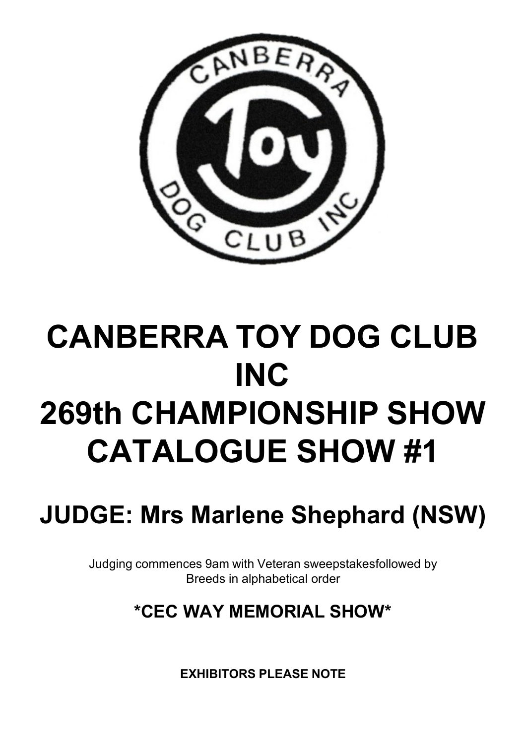# CANBERRA TOY DOG CLUB INC
# 269th CHAMPIONSHIP SHOW CATALOGUE SHOW #1

## JUDGE: Mrs Marlene Shephard (NSW)

Judging commences 9am with Veteran sweepstakesfollowed by Breeds in alphabetical order

### *CEC WAY MEMORIAL SHOW*

**EXHIBITORS PLEASE NOTE**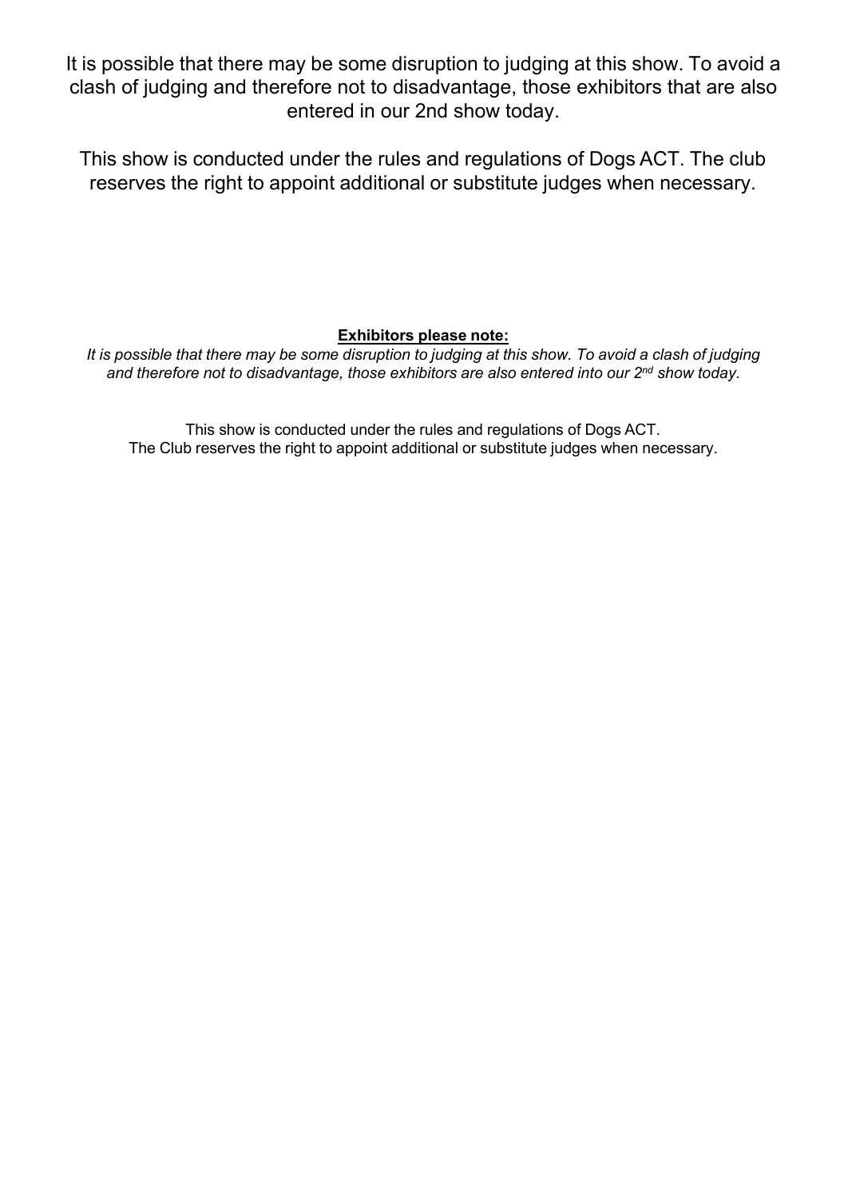It is possible that there may be some disruption to judging at this show. To avoid a clash of judging and therefore not to disadvantage, those exhibitors that are also entered in our 2nd show today.

This show is conducted under the rules and regulations of Dogs ACT. The club reserves the right to appoint additional or substitute judges when necessary.

**Exhibitors please note:**

*It is possible that there may be some disruption to judging at this show. To avoid a clash of judging and therefore not to disadvantage, those exhibitors are also entered into our 2nd show today.*

This show is conducted under the rules and regulations of Dogs ACT.
The Club reserves the right to appoint additional or substitute judges when necessary.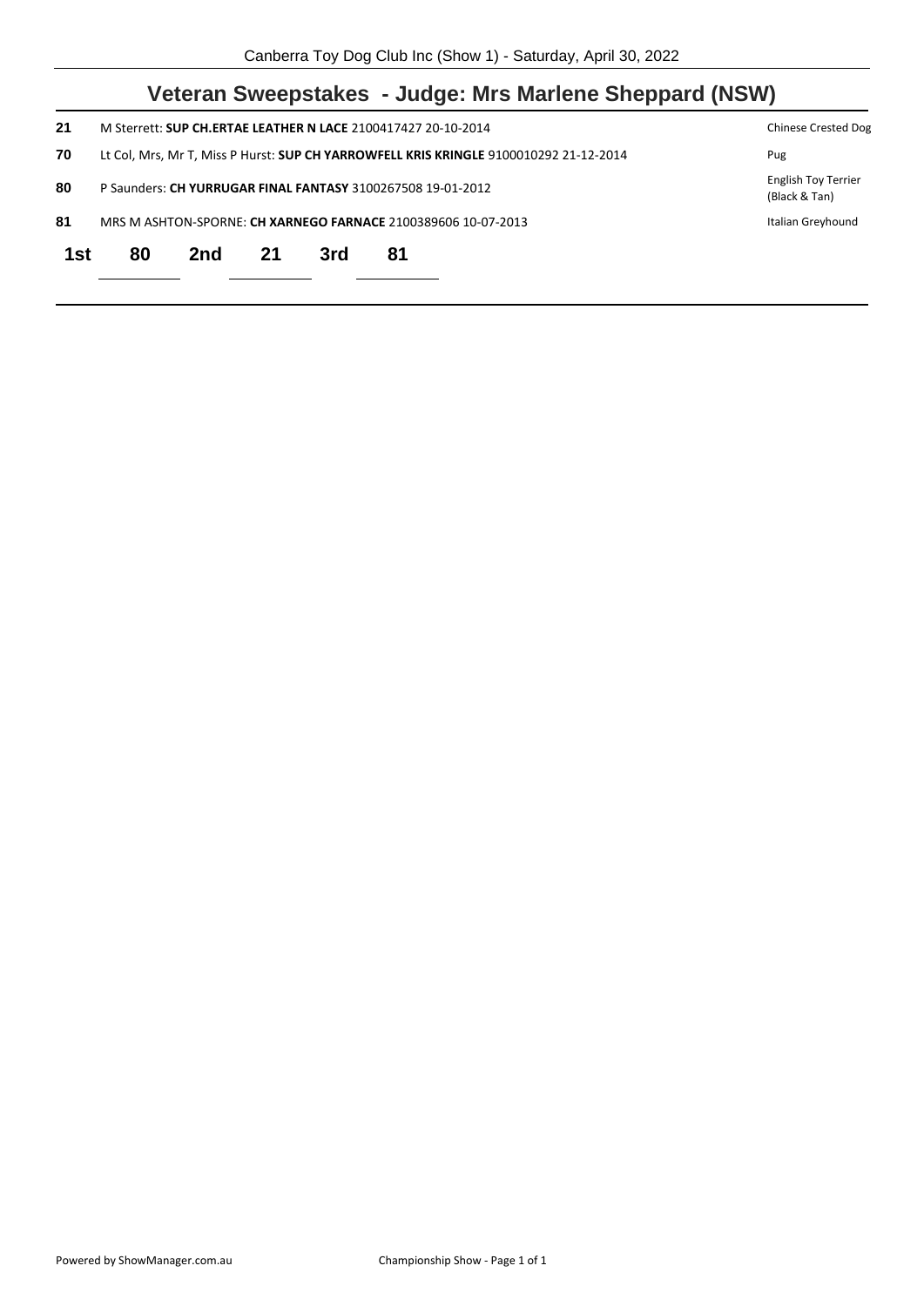## Veteran Sweepstakes - Judge: Mrs Marlene Sheppard (NSW)

| | | |
|---|---|---|
| **21** | M Sterrett: **SUP CH.ERTAE LEATHER N LACE** 2100417427 20-10-2014 | Chinese Crested Dog |
| **70** | Lt Col, Mrs, Mr T, Miss P Hurst: **SUP CH YARROWFELL KRIS KRINGLE** 9100010292 21-12-2014 | Pug |
| **80** | P Saunders: **CH YURRUGAR FINAL FANTASY** 3100267508 19-01-2012 | English Toy Terrier (Black & Tan) |
| **81** | MRS M ASHTON-SPORNE: **CH XARNEGO FARNACE** 2100389606 10-07-2013 | Italian Greyhound |

**1st** 80 **2nd** 21 **3rd** 81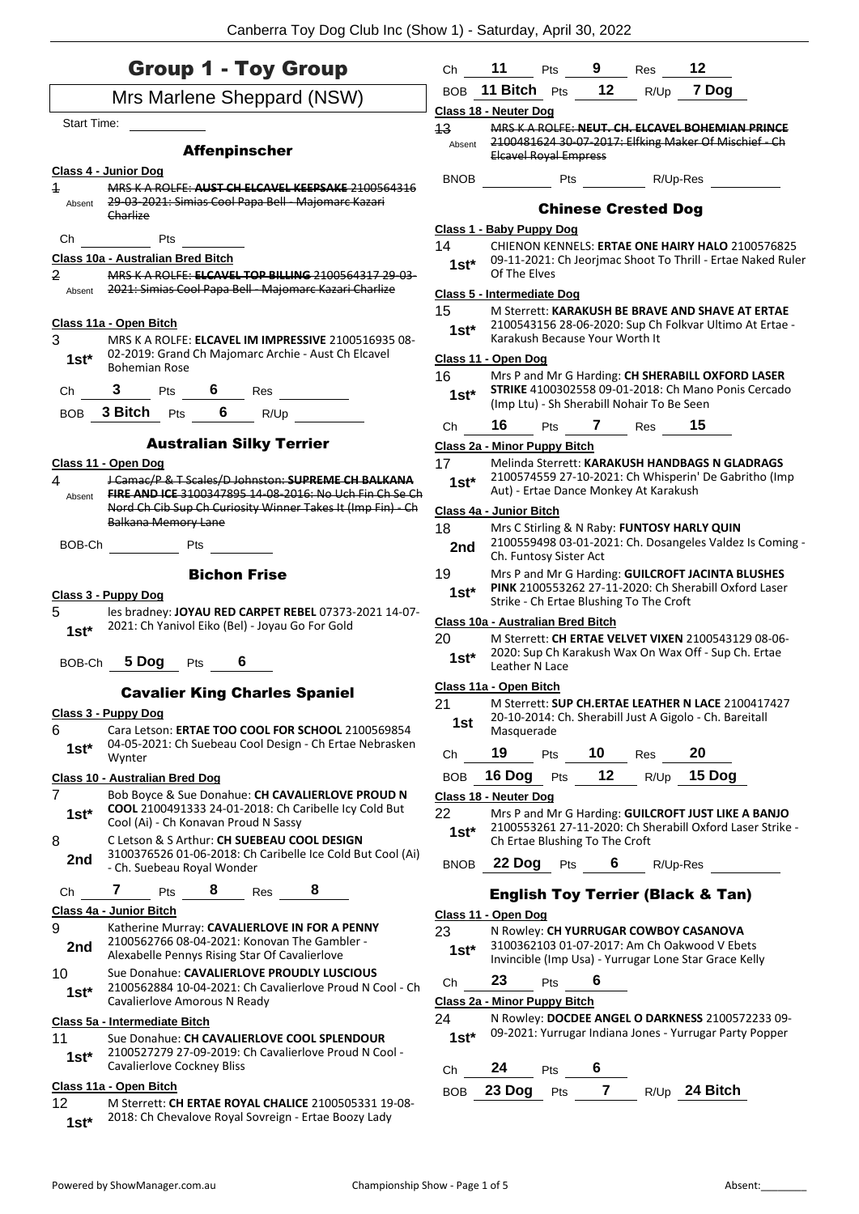# Group 1 - Toy Group

## Mrs Marlene Sheppard (NSW)

Start Time: ___________

### Affenpinscher

**Class 4 - Junior Dog**

1 Absent — ~~MRS K A ROLFE: **AUST CH ELCAVEL KEEPSAKE** 2100564316 29-03-2021: Simias Cool Papa Bell - Majomarc Kazari Charlize~~

Ch ________ Pts ________

**Class 10a - Australian Bred Bitch**

2 Absent — ~~MRS K A ROLFE: **ELCAVEL TOP BILLING** 2100564317 29-03-2021: Simias Cool Papa Bell - Majomarc Kazari Charlize~~

**Class 11a - Open Bitch**

3 1st* — MRS K A ROLFE: **ELCAVEL IM IMPRESSIVE** 2100516935 08-02-2019: Grand Ch Majomarc Archie - Aust Ch Elcavel Bohemian Rose

Ch 3 Pts 6 Res ________

BOB 3 Bitch Pts 6 R/Up ________

### Australian Silky Terrier

**Class 11 - Open Dog**

4 Absent — ~~J Camac/P & T Scales/D Johnston: **SUPREME CH BALKANA FIRE AND ICE** 3100347895 14-08-2016: No Uch Fin Ch Se Ch Nord Ch Cib Sup Ch Curiosity Winner Takes It (Imp Fin) - Ch Balkana Memory Lane~~

BOB-Ch ________ Pts ________

### Bichon Frise

**Class 3 - Puppy Dog**

5 1st* — les bradney: **JOYAU RED CARPET REBEL** 07373-2021 14-07-2021: Ch Yanivol Eiko (Bel) - Joyau Go For Gold

BOB-Ch 5 Dog Pts 6

### Cavalier King Charles Spaniel

**Class 3 - Puppy Dog**

6 1st* — Cara Letson: **ERTAE TOO COOL FOR SCHOOL** 2100569854 04-05-2021: Ch Suebeau Cool Design - Ch Ertae Nebrasken Wynter

**Class 10 - Australian Bred Dog**

7 1st* — Bob Boyce & Sue Donahue: **CH CAVALIERLOVE PROUD N COOL** 2100491333 24-01-2018: Ch Caribelle Icy Cold But Cool (Ai) - Ch Konavan Proud N Sassy

8 2nd — C Letson & S Arthur: **CH SUEBEAU COOL DESIGN** 3100376526 01-06-2018: Ch Caribelle Ice Cold But Cool (Ai) - Ch. Suebeau Royal Wonder

Ch 7 Pts 8 Res 8

**Class 4a - Junior Bitch**

9 2nd — Katherine Murray: **CAVALIERLOVE IN FOR A PENNY** 2100562766 08-04-2021: Konovan The Gambler - Alexabelle Pennys Rising Star Of Cavalierlove

10 1st* — Sue Donahue: **CAVALIERLOVE PROUDLY LUSCIOUS** 2100562884 10-04-2021: Ch Cavalierlove Proud N Cool - Ch Cavalierlove Amorous N Ready

**Class 5a - Intermediate Bitch**

11 1st* — Sue Donahue: **CH CAVALIERLOVE COOL SPLENDOUR** 2100527279 27-09-2019: Ch Cavalierlove Proud N Cool - Cavalierlove Cockney Bliss

**Class 11a - Open Bitch**

12 1st* — M Sterrett: **CH ERTAE ROYAL CHALICE** 2100505331 19-08-2018: Ch Chevalove Royal Sovreign - Ertae Boozy Lady

Ch 11 Pts 9 Res 12

BOB 11 Bitch Pts 12 R/Up 7 Dog

**Class 18 - Neuter Dog**

13 Absent — ~~MRS K A ROLFE: **NEUT. CH. ELCAVEL BOHEMIAN PRINCE** 2100481624 30-07-2017: Elfking Maker Of Mischief - Ch Elcavel Royal Empress~~

BNOB ________ Pts ________ R/Up-Res ________

### Chinese Crested Dog

**Class 1 - Baby Puppy Dog**

14 1st* — CHIENON KENNELS: **ERTAE ONE HAIRY HALO** 2100576825 09-11-2021: Ch Jeorjmac Shoot To Thrill - Ertae Naked Ruler Of The Elves

**Class 5 - Intermediate Dog**

15 1st* — M Sterrett: **KARAKUSH BE BRAVE AND SHAVE AT ERTAE** 2100543156 28-06-2020: Sup Ch Folkvar Ultimo At Ertae - Karakush Because Your Worth It

**Class 11 - Open Dog**

16 1st* — Mrs P and Mr G Harding: **CH SHERABILL OXFORD LASER STRIKE** 4100302558 09-01-2018: Ch Mano Ponis Cercado (Imp Ltu) - Sh Sherabill Nohair To Be Seen

Ch 16 Pts 7 Res 15

**Class 2a - Minor Puppy Bitch**

17 1st* — Melinda Sterrett: **KARAKUSH HANDBAGS N GLADRAGS** 2100574559 27-10-2021: Ch Whisperin' De Gabritho (Imp Aut) - Ertae Dance Monkey At Karakush

**Class 4a - Junior Bitch**

18 2nd — Mrs C Stirling & N Raby: **FUNTOSY HARLY QUIN** 2100559498 03-01-2021: Ch. Dosangeles Valdez Is Coming - Ch. Funtosy Sister Act

19 1st* — Mrs P and Mr G Harding: **GUILCROFT JACINTA BLUSHES PINK** 2100553262 27-11-2020: Ch Sherabill Oxford Laser Strike - Ch Ertae Blushing To The Croft

**Class 10a - Australian Bred Bitch**

20 1st* — M Sterrett: **CH ERTAE VELVET VIXEN** 2100543129 08-06-2020: Sup Ch Karakush Wax On Wax Off - Sup Ch. Ertae Leather N Lace

**Class 11a - Open Bitch**

21 1st — M Sterrett: **SUP CH.ERTAE LEATHER N LACE** 2100417427 20-10-2014: Ch. Sherabill Just A Gigolo - Ch. Bareitall Masquerade

Ch 19 Pts 10 Res 20

BOB 16 Dog Pts 12 R/Up 15 Dog

**Class 18 - Neuter Dog**

22 1st* — Mrs P and Mr G Harding: **GUILCROFT JUST LIKE A BANJO** 2100553261 27-11-2020: Ch Sherabill Oxford Laser Strike - Ch Ertae Blushing To The Croft

BNOB 22 Dog Pts 6 R/Up-Res ________

### English Toy Terrier (Black & Tan)

**Class 11 - Open Dog**

23 1st* — N Rowley: **CH YURRUGAR COWBOY CASANOVA** 3100362103 01-07-2017: Am Ch Oakwood V Ebets Invincible (Imp Usa) - Yurrugar Lone Star Grace Kelly

Ch 23 Pts 6

**Class 2a - Minor Puppy Bitch**

24 1st* — N Rowley: **DOCDEE ANGEL O DARKNESS** 2100572233 09-09-2021: Yurrugar Indiana Jones - Yurrugar Party Popper

Ch 24 Pts 6

BOB 23 Dog Pts 7 R/Up 24 Bitch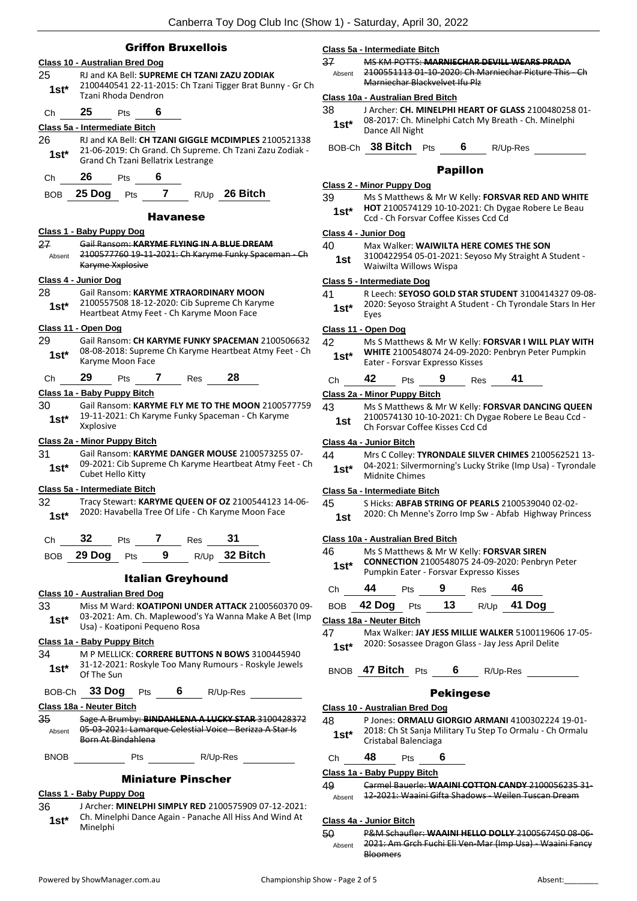## Griffon Bruxellois

### Class 10 - Australian Bred Dog

25 **1st*** RJ and KA Bell: **SUPREME CH TZANI ZAZU ZODIAK** 2100440541 22-11-2015: Ch Tzani Tigger Brat Bunny - Gr Ch Tzani Rhoda Dendron

Ch **25** Pts **6**

### Class 5a - Intermediate Bitch

26 **1st*** RJ and KA Bell: **CH TZANI GIGGLE MCDIMPLES** 2100521338 21-06-2019: Ch Grand. Ch Supreme. Ch Tzani Zazu Zodiak - Grand Ch Tzani Bellatrix Lestrange

Ch **26** Pts **6**

BOB **25 Dog** Pts **7** R/Up **26 Bitch**

## Havanese

### Class 1 - Baby Puppy Dog

27 Absent ~~Gail Ransom: **KARYME FLYING IN A BLUE DREAM** 2100577760 19-11-2021: Ch Karyme Funky Spaceman - Ch Karyme Xxplosive~~

### Class 4 - Junior Dog

28 **1st*** Gail Ransom: **KARYME XTRAORDINARY MOON** 2100557508 18-12-2020: Cib Supreme Ch Karyme Heartbeat Atmy Feet - Ch Karyme Moon Face

### Class 11 - Open Dog

29 **1st*** Gail Ransom: **CH KARYME FUNKY SPACEMAN** 2100506632 08-08-2018: Supreme Ch Karyme Heartbeat Atmy Feet - Ch Karyme Moon Face

Ch **29** Pts **7** Res **28**

### Class 1a - Baby Puppy Bitch

30 **1st*** Gail Ransom: **KARYME FLY ME TO THE MOON** 2100577759 19-11-2021: Ch Karyme Funky Spaceman - Ch Karyme Xxplosive

### Class 2a - Minor Puppy Bitch

31 **1st*** Gail Ransom: **KARYME DANGER MOUSE** 2100573255 07-09-2021: Cib Supreme Ch Karyme Heartbeat Atmy Feet - Ch Cubet Hello Kitty

### Class 5a - Intermediate Bitch

32 **1st*** Tracy Stewart: **KARYME QUEEN OF OZ** 2100544123 14-06-2020: Havabella Tree Of Life - Ch Karyme Moon Face

Ch **32** Pts **7** Res **31**

BOB **29 Dog** Pts **9** R/Up **32 Bitch**

## Italian Greyhound

### Class 10 - Australian Bred Dog

33 **1st*** Miss M Ward: **KOATIPONI UNDER ATTACK** 2100560370 09-03-2021: Am. Ch. Maplewood's Ya Wanna Make A Bet (Imp Usa) - Koatiponi Pequeno Rosa

### Class 1a - Baby Puppy Bitch

34 **1st*** M P MELLICK: **CORRERE BUTTONS N BOWS** 3100445940 31-12-2021: Roskyle Too Many Rumours - Roskyle Jewels Of The Sun

BOB-Ch **33 Dog** Pts **6** R/Up-Res

### Class 18a - Neuter Bitch

35 Absent ~~Sage A Brumby: **BINDAHLENA A LUCKY STAR** 3100428372 05-03-2021: Lamarque Celestial Voice - Berizza A Star Is Born At Bindahlena~~

BNOB Pts R/Up-Res

## Miniature Pinscher

### Class 1 - Baby Puppy Dog

36 **1st*** J Archer: **MINELPHI SIMPLY RED** 2100575909 07-12-2021: Ch. Minelphi Dance Again - Panache All Hiss And Wind At Minelphi

### Class 5a - Intermediate Bitch

37 Absent ~~MS KM POTTS: **MARNIECHAR DEVILL WEARS PRADA** 2100551113 01-10-2020: Ch Marniechar Picture This - Ch Marniechar Blackvelvet Ifu Plz~~

### Class 10a - Australian Bred Bitch

38 **1st*** J Archer: **CH. MINELPHI HEART OF GLASS** 2100480258 01-08-2017: Ch. Minelphi Catch My Breath - Ch. Minelphi Dance All Night

BOB-Ch **38 Bitch** Pts **6** R/Up-Res

## Papillon

### Class 2 - Minor Puppy Dog

39 **1st*** Ms S Matthews & Mr W Kelly: **FORSVAR RED AND WHITE HOT** 2100574129 10-10-2021: Ch Dygae Robere Le Beau Ccd - Ch Forsvar Coffee Kisses Ccd Cd

### Class 4 - Junior Dog

40 **1st** Max Walker: **WAIWILTA HERE COMES THE SON** 3100422954 05-01-2021: Seyoso My Straight A Student - Waiwilta Willows Wispa

### Class 5 - Intermediate Dog

41 **1st*** R Leech: **SEYOSO GOLD STAR STUDENT** 3100414327 09-08-2020: Seyoso Straight A Student - Ch Tyrondale Stars In Her Eyes

### Class 11 - Open Dog

42 **1st*** Ms S Matthews & Mr W Kelly: **FORSVAR I WILL PLAY WITH WHITE** 2100548074 24-09-2020: Penbryn Peter Pumpkin Eater - Forsvar Expresso Kisses

Ch **42** Pts **9** Res **41**

### Class 2a - Minor Puppy Bitch

43 **1st** Ms S Matthews & Mr W Kelly: **FORSVAR DANCING QUEEN** 2100574130 10-10-2021: Ch Dygae Robere Le Beau Ccd - Ch Forsvar Coffee Kisses Ccd Cd

### Class 4a - Junior Bitch

44 **1st*** Mrs C Colley: **TYRONDALE SILVER CHIMES** 2100562521 13-04-2021: Silvermorning's Lucky Strike (Imp Usa) - Tyrondale Midnite Chimes

### Class 5a - Intermediate Bitch

45 **1st** S Hicks: **ABFAB STRING OF PEARLS** 2100539040 02-02-2020: Ch Menne's Zorro Imp Sw - Abfab Highway Princess

### Class 10a - Australian Bred Bitch

46 **1st*** Ms S Matthews & Mr W Kelly: **FORSVAR SIREN CONNECTION** 2100548075 24-09-2020: Penbryn Peter Pumpkin Eater - Forsvar Expresso Kisses

Ch **44** Pts **9** Res **46**

BOB **42 Dog** Pts **13** R/Up **41 Dog**

### Class 18a - Neuter Bitch

47 **1st*** Max Walker: **JAY JESS MILLIE WALKER** 5100119606 17-05-2020: Sosassee Dragon Glass - Jay Jess April Delite

BNOB **47 Bitch** Pts **6** R/Up-Res

## Pekingese

### Class 10 - Australian Bred Dog

48 **1st*** P Jones: **ORMALU GIORGIO ARMANI** 4100302224 19-01-2018: Ch St Sanja Military Tu Step To Ormalu - Ch Ormalu Cristabal Balenciaga

Ch **48** Pts **6**

### Class 1a - Baby Puppy Bitch

49 Absent ~~Carmel Bauerle: **WAAINI COTTON CANDY** 2100056235 31-12-2021: Waaini Gifta Shadows - Weilen Tuscan Dream~~

### Class 4a - Junior Bitch

50 Absent ~~P&M Schaufler: **WAAINI HELLO DOLLY** 2100567450 08-06-2021: Am Grch Fuchi Eli Ven-Mar (Imp Usa) - Waaini Fancy Bloomers~~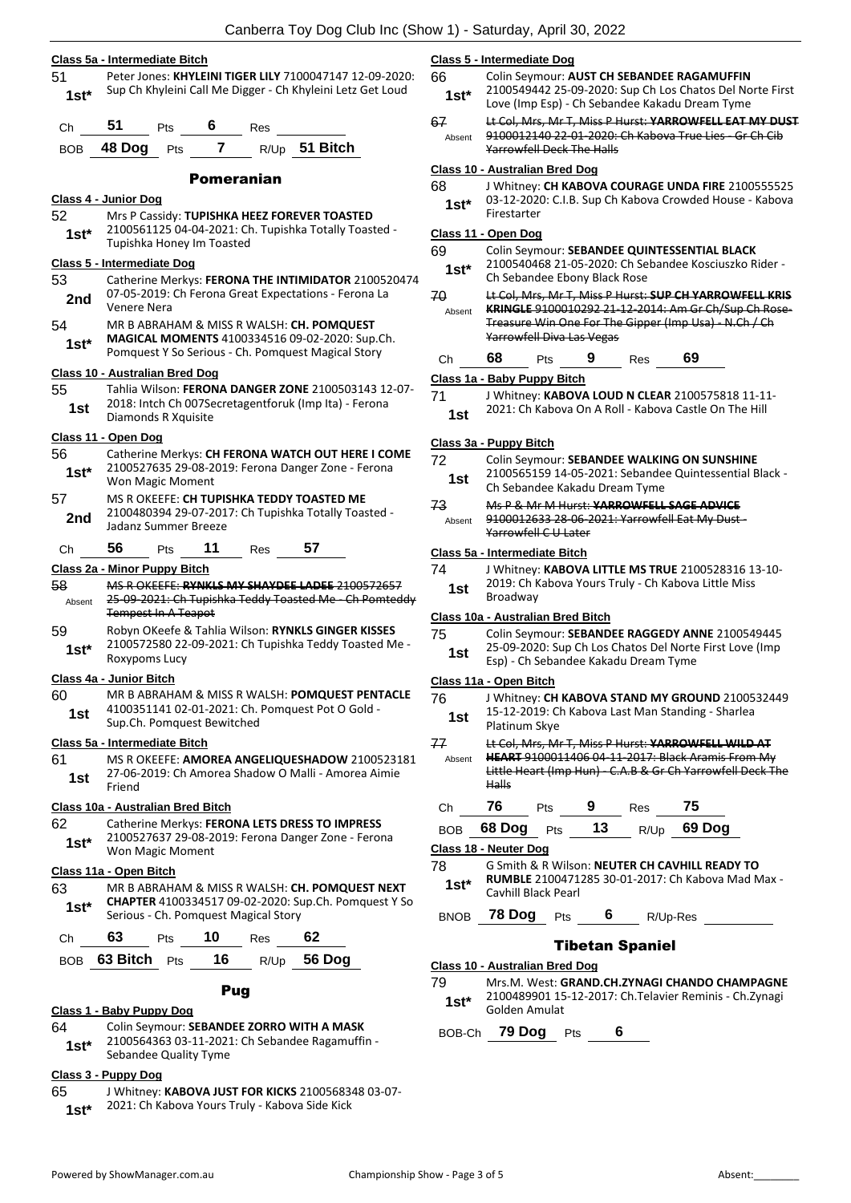#### Class 5a - Intermediate Bitch

51 **1st*** Peter Jones: **KHYLEINI TIGER LILY** 7100047147 12-09-2020: Sup Ch Khyleini Call Me Digger - Ch Khyleini Letz Get Loud

Ch **51** Pts **6** Res

BOB **48 Dog** Pts **7** R/Up **51 Bitch**

## Pomeranian

#### Class 4 - Junior Dog

52 **1st*** Mrs P Cassidy: **TUPISHKA HEEZ FOREVER TOASTED** 2100561125 04-04-2021: Ch. Tupishka Totally Toasted - Tupishka Honey Im Toasted

#### Class 5 - Intermediate Dog

53 **2nd** Catherine Merkys: **FERONA THE INTIMIDATOR** 2100520474 07-05-2019: Ch Ferona Great Expectations - Ferona La Venere Nera

54 **1st*** MR B ABRAHAM & MISS R WALSH: **CH. POMQUEST MAGICAL MOMENTS** 4100334516 09-02-2020: Sup.Ch. Pomquest Y So Serious - Ch. Pomquest Magical Story

#### Class 10 - Australian Bred Dog

55 **1st** Tahlia Wilson: **FERONA DANGER ZONE** 2100503143 12-07-2018: Intch Ch 007Secretagentforuk (Imp Ita) - Ferona Diamonds R Xquisite

#### Class 11 - Open Dog

56 **1st*** Catherine Merkys: **CH FERONA WATCH OUT HERE I COME** 2100527635 29-08-2019: Ferona Danger Zone - Ferona Won Magic Moment

57 **2nd** MS R OKEEFE: **CH TUPISHKA TEDDY TOASTED ME** 2100480394 29-07-2017: Ch Tupishka Totally Toasted - Jadanz Summer Breeze

Ch **56** Pts **11** Res **57**

#### Class 2a - Minor Puppy Bitch

58 Absent ~~MS R OKEEFE: **RYNKLS MY SHAYDEE LADEE** 2100572657 25-09-2021: Ch Tupishka Teddy Toasted Me - Ch Pomteddy Tempest In A Teapot~~

59 **1st*** Robyn OKeefe & Tahlia Wilson: **RYNKLS GINGER KISSES** 2100572580 22-09-2021: Ch Tupishka Teddy Toasted Me - Roxypoms Lucy

#### Class 4a - Junior Bitch

60 **1st** MR B ABRAHAM & MISS R WALSH: **POMQUEST PENTACLE** 4100351141 02-01-2021: Ch. Pomquest Pot O Gold - Sup.Ch. Pomquest Bewitched

#### Class 5a - Intermediate Bitch

61 **1st** MS R OKEEFE: **AMOREA ANGELIQUESHADOW** 2100523181 27-06-2019: Ch Amorea Shadow O Malli - Amorea Aimie Friend

#### Class 10a - Australian Bred Bitch

62 **1st*** Catherine Merkys: **FERONA LETS DRESS TO IMPRESS** 2100527637 29-08-2019: Ferona Danger Zone - Ferona Won Magic Moment

#### Class 11a - Open Bitch

63 **1st*** MR B ABRAHAM & MISS R WALSH: **CH. POMQUEST NEXT CHAPTER** 4100334517 09-02-2020: Sup.Ch. Pomquest Y So Serious - Ch. Pomquest Magical Story

Ch **63** Pts **10** Res **62**

BOB **63 Bitch** Pts **16** R/Up **56 Dog**

## Pug

#### Class 1 - Baby Puppy Dog

64 **1st*** Colin Seymour: **SEBANDEE ZORRO WITH A MASK** 2100564363 03-11-2021: Ch Sebandee Ragamuffin - Sebandee Quality Tyme

#### Class 3 - Puppy Dog

65 **1st*** J Whitney: **KABOVA JUST FOR KICKS** 2100568348 03-07-2021: Ch Kabova Yours Truly - Kabova Side Kick

#### Class 5 - Intermediate Dog

66 **1st*** Colin Seymour: **AUST CH SEBANDEE RAGAMUFFIN** 2100549442 25-09-2020: Sup Ch Los Chatos Del Norte First Love (Imp Esp) - Ch Sebandee Kakadu Dream Tyme

67 Absent ~~Lt Col, Mrs, Mr T, Miss P Hurst: **YARROWFELL EAT MY DUST** 9100012140 22-01-2020: Ch Kabova True Lies - Gr Ch Cib Yarrowfell Deck The Halls~~

#### Class 10 - Australian Bred Dog

68 **1st*** J Whitney: **CH KABOVA COURAGE UNDA FIRE** 2100555525 03-12-2020: C.I.B. Sup Ch Kabova Crowded House - Kabova Firestarter

#### Class 11 - Open Dog

69 **1st*** Colin Seymour: **SEBANDEE QUINTESSENTIAL BLACK** 2100540468 21-05-2020: Ch Sebandee Kosciuszko Rider - Ch Sebandee Ebony Black Rose

70 Absent ~~Lt Col, Mrs, Mr T, Miss P Hurst: **SUP CH YARROWFELL KRIS KRINGLE** 9100010292 21-12-2014: Am Gr Ch/Sup Ch Rose-Treasure Win One For The Gipper (Imp Usa) - N.Ch / Ch Yarrowfell Diva Las Vegas~~

Ch **68** Pts **9** Res **69**

#### Class 1a - Baby Puppy Bitch

71 **1st** J Whitney: **KABOVA LOUD N CLEAR** 2100575818 11-11-2021: Ch Kabova On A Roll - Kabova Castle On The Hill

#### Class 3a - Puppy Bitch

72 **1st** Colin Seymour: **SEBANDEE WALKING ON SUNSHINE** 2100565159 14-05-2021: Sebandee Quintessential Black - Ch Sebandee Kakadu Dream Tyme

73 Absent ~~Ms P & Mr M Hurst: **YARROWFELL SAGE ADVICE** 9100012633 28-06-2021: Yarrowfell Eat My Dust - Yarrowfell C U Later~~

#### Class 5a - Intermediate Bitch

74 **1st** J Whitney: **KABOVA LITTLE MS TRUE** 2100528316 13-10-2019: Ch Kabova Yours Truly - Ch Kabova Little Miss Broadway

#### Class 10a - Australian Bred Bitch

75 **1st** Colin Seymour: **SEBANDEE RAGGEDY ANNE** 2100549445 25-09-2020: Sup Ch Los Chatos Del Norte First Love (Imp Esp) - Ch Sebandee Kakadu Dream Tyme

#### Class 11a - Open Bitch

76 **1st** J Whitney: **CH KABOVA STAND MY GROUND** 2100532449 15-12-2019: Ch Kabova Last Man Standing - Sharlea Platinum Skye

77 Absent ~~Lt Col, Mrs, Mr T, Miss P Hurst: **YARROWFELL WILD AT HEART** 9100011406 04-11-2017: Black Aramis From My Little Heart (Imp Hun) - C.A.B & Gr Ch Yarrowfell Deck The Halls~~

Ch **76** Pts **9** Res **75**

BOB **68 Dog** Pts **13** R/Up **69 Dog**

#### Class 18 - Neuter Dog

78 **1st*** G Smith & R Wilson: **NEUTER CH CAVHILL READY TO RUMBLE** 2100471285 30-01-2017: Ch Kabova Mad Max - Cavhill Black Pearl

BNOB **78 Dog** Pts **6** R/Up-Res

## Tibetan Spaniel

#### Class 10 - Australian Bred Dog

79 **1st*** Mrs.M. West: **GRAND.CH.ZYNAGI CHANDO CHAMPAGNE** 2100489901 15-12-2017: Ch.Telavier Reminis - Ch.Zynagi Golden Amulat

BOB-Ch **79 Dog** Pts **6**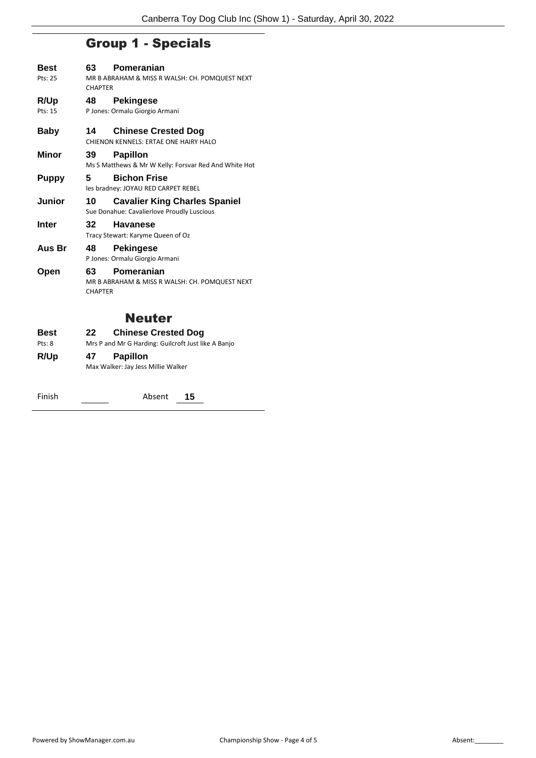## Group 1 - Specials

| | | |
|---|---|---|
| **Best** Pts: 25 | **63** | **Pomeranian** MR B ABRAHAM & MISS R WALSH: CH. POMQUEST NEXT CHAPTER |
| **R/Up** Pts: 15 | **48** | **Pekingese** P Jones: Ormalu Giorgio Armani |
| **Baby** | **14** | **Chinese Crested Dog** CHIENON KENNELS: ERTAE ONE HAIRY HALO |
| **Minor** | **39** | **Papillon** Ms S Matthews & Mr W Kelly: Forsvar Red And White Hot |
| **Puppy** | **5** | **Bichon Frise** les bradney: JOYAU RED CARPET REBEL |
| **Junior** | **10** | **Cavalier King Charles Spaniel** Sue Donahue: Cavalierlove Proudly Luscious |
| **Inter** | **32** | **Havanese** Tracy Stewart: Karyme Queen of Oz |
| **Aus Br** | **48** | **Pekingese** P Jones: Ormalu Giorgio Armani |
| **Open** | **63** | **Pomeranian** MR B ABRAHAM & MISS R WALSH: CH. POMQUEST NEXT CHAPTER |

## Neuter

| | | |
|---|---|---|
| **Best** Pts: 8 | **22** | **Chinese Crested Dog** Mrs P and Mr G Harding: Guilcroft Just like A Banjo |
| **R/Up** | **47** | **Papillon** Max Walker: Jay Jess Millie Walker |

Finish ______ Absent **15**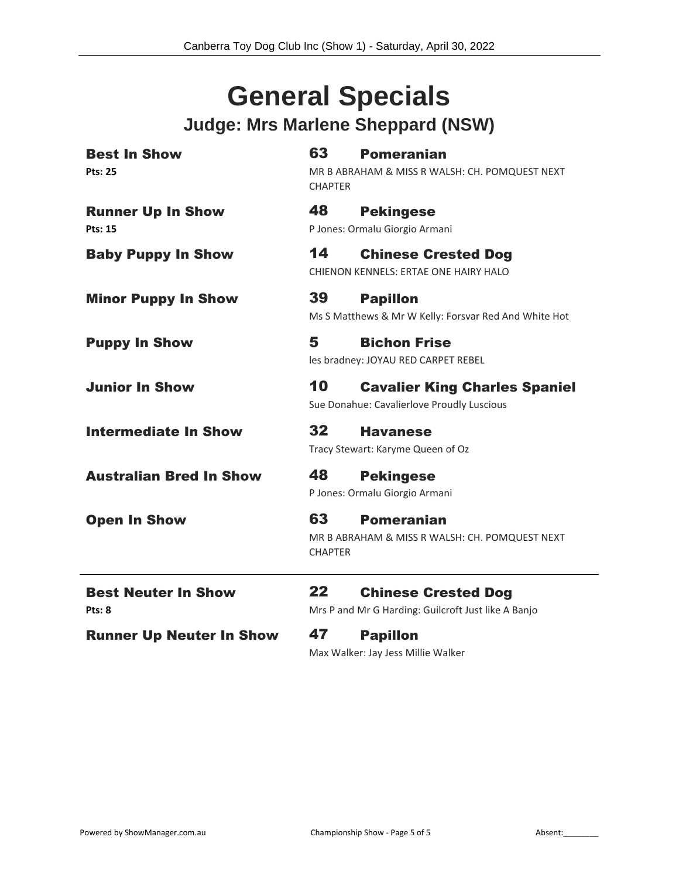# General Specials

## Judge: Mrs Marlene Sheppard (NSW)

**Best In Show**
Pts: 25

**63 Pomeranian**
MR B ABRAHAM & MISS R WALSH: CH. POMQUEST NEXT CHAPTER

**Runner Up In Show**
Pts: 15

**48 Pekingese**
P Jones: Ormalu Giorgio Armani

**Baby Puppy In Show**

**14 Chinese Crested Dog**
CHIENON KENNELS: ERTAE ONE HAIRY HALO

**Minor Puppy In Show**

**39 Papillon**
Ms S Matthews & Mr W Kelly: Forsvar Red And White Hot

**Puppy In Show**

**5 Bichon Frise**
les bradney: JOYAU RED CARPET REBEL

**Junior In Show**

**10 Cavalier King Charles Spaniel**
Sue Donahue: Cavalierlove Proudly Luscious

**Intermediate In Show**

**32 Havanese**
Tracy Stewart: Karyme Queen of Oz

**Australian Bred In Show**

**48 Pekingese**
P Jones: Ormalu Giorgio Armani

**Open In Show**

**63 Pomeranian**
MR B ABRAHAM & MISS R WALSH: CH. POMQUEST NEXT CHAPTER

---

**Best Neuter In Show**
Pts: 8

**22 Chinese Crested Dog**
Mrs P and Mr G Harding: Guilcroft Just like A Banjo

**Runner Up Neuter In Show**

**47 Papillon**
Max Walker: Jay Jess Millie Walker